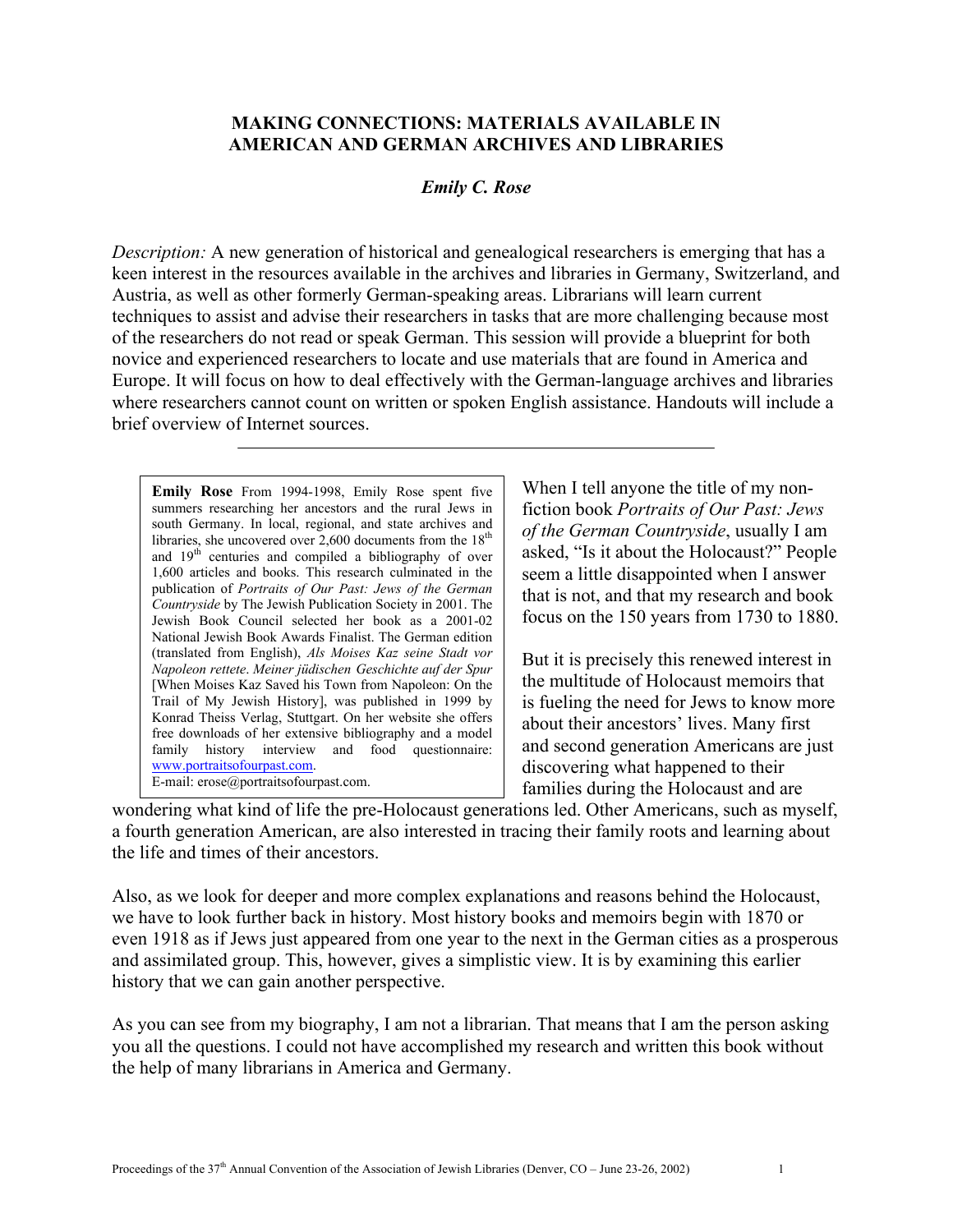# MAKING CONNECTIONS: MATERIALS AVAILABLE IN AMERICAN AND GERMAN ARCHIVES AND LIBRARIES

*Emily C. Rose*

*Description:* A new generation of historical and genealogical researchers is emerging that has a keen interest in the resources available in the archives and libraries in Germany, Switzerland, and Austria, as well as other formerly German-speaking areas. Librarians will learn current techniques to assist and advise their researchers in tasks that are more challenging because most of the researchers do not read or speak German. This session will provide a blueprint for both novice and experienced researchers to locate and use materials that are found in America and Europe. It will focus on how to deal effectively with the German-language archives and libraries where researchers cannot count on written or spoken English assistance. Handouts will include a brief overview of Internet sources.

---

**Emily Rose** From 1994-1998, Emily Rose spent five summers researching her ancestors and the rural Jews in south Germany. In local, regional, and state archives and libraries, she uncovered over 2,600 documents from the 18th and 19th centuries and compiled a bibliography of over 1,600 articles and books. This research culminated in the publication of *Portraits of Our Past: Jews of the German Countryside* by The Jewish Publication Society in 2001. The Jewish Book Council selected her book as a 2001-02 National Jewish Book Awards Finalist. The German edition (translated from English), *Als Moises Kaz seine Stadt vor Napoleon rettete. Meiner jüdischen Geschichte auf der Spur* [When Moises Kaz Saved his Town from Napoleon: On the Trail of My Jewish History], was published in 1999 by Konrad Theiss Verlag, Stuttgart. On her website she offers free downloads of her extensive bibliography and a model family history interview and food questionnaire: www.portraitsofourpast.com.
E-mail: erose@portraitsofourpast.com.

When I tell anyone the title of my non-fiction book *Portraits of Our Past: Jews of the German Countryside*, usually I am asked, "Is it about the Holocaust?" People seem a little disappointed when I answer that is not, and that my research and book focus on the 150 years from 1730 to 1880.

But it is precisely this renewed interest in the multitude of Holocaust memoirs that is fueling the need for Jews to know more about their ancestors' lives. Many first and second generation Americans are just discovering what happened to their families during the Holocaust and are wondering what kind of life the pre-Holocaust generations led. Other Americans, such as myself, a fourth generation American, are also interested in tracing their family roots and learning about the life and times of their ancestors.

Also, as we look for deeper and more complex explanations and reasons behind the Holocaust, we have to look further back in history. Most history books and memoirs begin with 1870 or even 1918 as if Jews just appeared from one year to the next in the German cities as a prosperous and assimilated group. This, however, gives a simplistic view. It is by examining this earlier history that we can gain another perspective.

As you can see from my biography, I am not a librarian. That means that I am the person asking you all the questions. I could not have accomplished my research and written this book without the help of many librarians in America and Germany.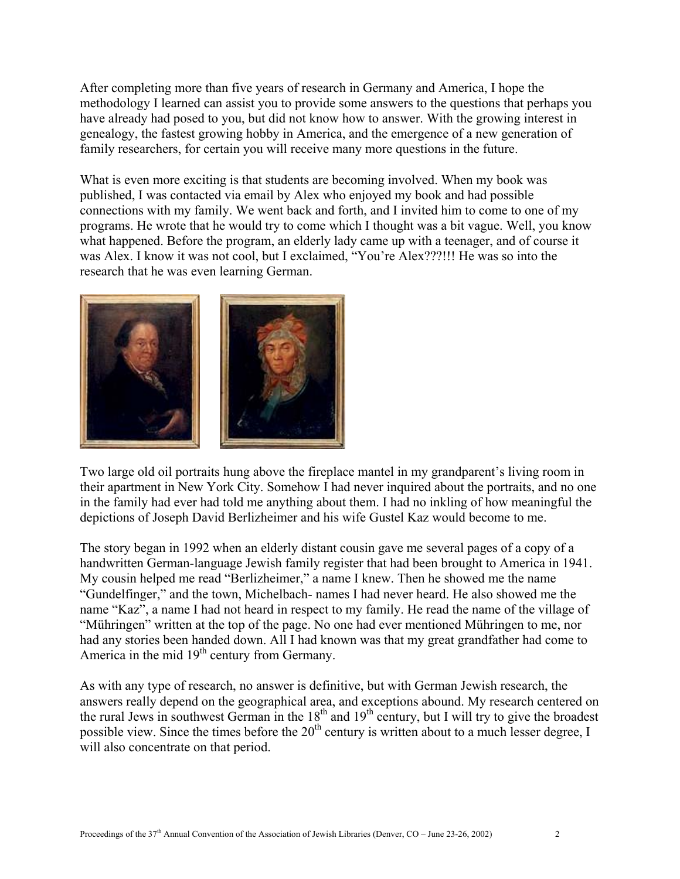After completing more than five years of research in Germany and America, I hope the methodology I learned can assist you to provide some answers to the questions that perhaps you have already had posed to you, but did not know how to answer. With the growing interest in genealogy, the fastest growing hobby in America, and the emergence of a new generation of family researchers, for certain you will receive many more questions in the future.

What is even more exciting is that students are becoming involved. When my book was published, I was contacted via email by Alex who enjoyed my book and had possible connections with my family. We went back and forth, and I invited him to come to one of my programs. He wrote that he would try to come which I thought was a bit vague. Well, you know what happened. Before the program, an elderly lady came up with a teenager, and of course it was Alex. I know it was not cool, but I exclaimed, "You're Alex???!!! He was so into the research that he was even learning German.

Two large old oil portraits hung above the fireplace mantel in my grandparent's living room in their apartment in New York City. Somehow I had never inquired about the portraits, and no one in the family had ever had told me anything about them. I had no inkling of how meaningful the depictions of Joseph David Berlizheimer and his wife Gustel Kaz would become to me.

The story began in 1992 when an elderly distant cousin gave me several pages of a copy of a handwritten German-language Jewish family register that had been brought to America in 1941. My cousin helped me read "Berlizheimer," a name I knew. Then he showed me the name "Gundelfinger," and the town, Michelbach- names I had never heard. He also showed me the name "Kaz", a name I had not heard in respect to my family. He read the name of the village of "Mühringen" written at the top of the page. No one had ever mentioned Mühringen to me, nor had any stories been handed down. All I had known was that my great grandfather had come to America in the mid 19th century from Germany.

As with any type of research, no answer is definitive, but with German Jewish research, the answers really depend on the geographical area, and exceptions abound. My research centered on the rural Jews in southwest German in the 18th and 19th century, but I will try to give the broadest possible view. Since the times before the 20th century is written about to a much lesser degree, I will also concentrate on that period.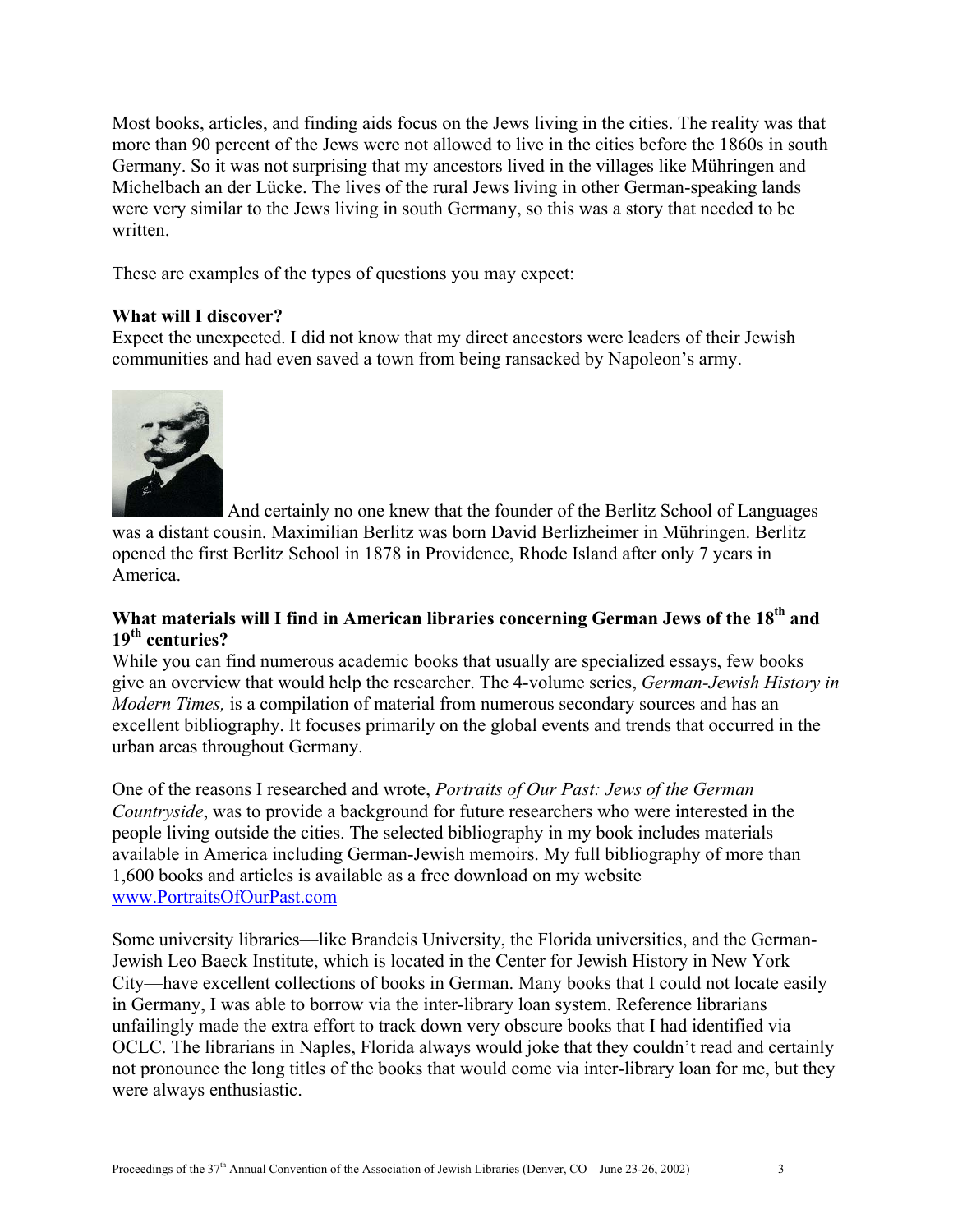Most books, articles, and finding aids focus on the Jews living in the cities. The reality was that more than 90 percent of the Jews were not allowed to live in the cities before the 1860s in south Germany. So it was not surprising that my ancestors lived in the villages like Mühringen and Michelbach an der Lücke. The lives of the rural Jews living in other German-speaking lands were very similar to the Jews living in south Germany, so this was a story that needed to be written.

These are examples of the types of questions you may expect:

**What will I discover?**

Expect the unexpected. I did not know that my direct ancestors were leaders of their Jewish communities and had even saved a town from being ransacked by Napoleon's army.

And certainly no one knew that the founder of the Berlitz School of Languages was a distant cousin. Maximilian Berlitz was born David Berlizheimer in Mühringen. Berlitz opened the first Berlitz School in 1878 in Providence, Rhode Island after only 7 years in America.

**What materials will I find in American libraries concerning German Jews of the 18th and 19th centuries?**

While you can find numerous academic books that usually are specialized essays, few books give an overview that would help the researcher. The 4-volume series, *German-Jewish History in Modern Times,* is a compilation of material from numerous secondary sources and has an excellent bibliography. It focuses primarily on the global events and trends that occurred in the urban areas throughout Germany.

One of the reasons I researched and wrote, *Portraits of Our Past: Jews of the German Countryside*, was to provide a background for future researchers who were interested in the people living outside the cities. The selected bibliography in my book includes materials available in America including German-Jewish memoirs. My full bibliography of more than 1,600 books and articles is available as a free download on my website [www.PortraitsOfOurPast.com](http://www.PortraitsOfOurPast.com)

Some university libraries—like Brandeis University, the Florida universities, and the German-Jewish Leo Baeck Institute, which is located in the Center for Jewish History in New York City—have excellent collections of books in German. Many books that I could not locate easily in Germany, I was able to borrow via the inter-library loan system. Reference librarians unfailingly made the extra effort to track down very obscure books that I had identified via OCLC. The librarians in Naples, Florida always would joke that they couldn't read and certainly not pronounce the long titles of the books that would come via inter-library loan for me, but they were always enthusiastic.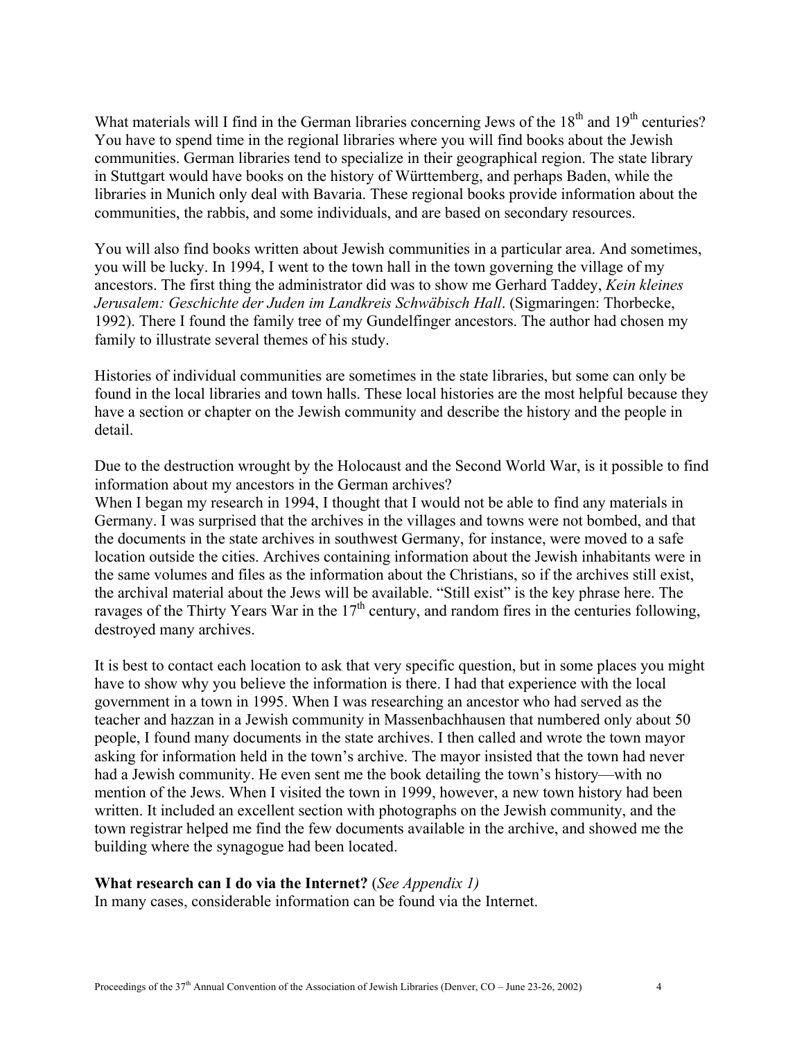What materials will I find in the German libraries concerning Jews of the 18th and 19th centuries?
You have to spend time in the regional libraries where you will find books about the Jewish communities. German libraries tend to specialize in their geographical region. The state library in Stuttgart would have books on the history of Württemberg, and perhaps Baden, while the libraries in Munich only deal with Bavaria. These regional books provide information about the communities, the rabbis, and some individuals, and are based on secondary resources.

You will also find books written about Jewish communities in a particular area. And sometimes, you will be lucky. In 1994, I went to the town hall in the town governing the village of my ancestors. The first thing the administrator did was to show me Gerhard Taddey, *Kein kleines Jerusalem: Geschichte der Juden im Landkreis Schwäbisch Hall*. (Sigmaringen: Thorbecke, 1992). There I found the family tree of my Gundelfinger ancestors. The author had chosen my family to illustrate several themes of his study.

Histories of individual communities are sometimes in the state libraries, but some can only be found in the local libraries and town halls. These local histories are the most helpful because they have a section or chapter on the Jewish community and describe the history and the people in detail.

Due to the destruction wrought by the Holocaust and the Second World War, is it possible to find information about my ancestors in the German archives?
When I began my research in 1994, I thought that I would not be able to find any materials in Germany. I was surprised that the archives in the villages and towns were not bombed, and that the documents in the state archives in southwest Germany, for instance, were moved to a safe location outside the cities. Archives containing information about the Jewish inhabitants were in the same volumes and files as the information about the Christians, so if the archives still exist, the archival material about the Jews will be available. "Still exist" is the key phrase here. The ravages of the Thirty Years War in the 17th century, and random fires in the centuries following, destroyed many archives.

It is best to contact each location to ask that very specific question, but in some places you might have to show why you believe the information is there. I had that experience with the local government in a town in 1995. When I was researching an ancestor who had served as the teacher and hazzan in a Jewish community in Massenbachhausen that numbered only about 50 people, I found many documents in the state archives. I then called and wrote the town mayor asking for information held in the town's archive. The mayor insisted that the town had never had a Jewish community. He even sent me the book detailing the town's history—with no mention of the Jews. When I visited the town in 1999, however, a new town history had been written. It included an excellent section with photographs on the Jewish community, and the town registrar helped me find the few documents available in the archive, and showed me the building where the synagogue had been located.

**What research can I do via the Internet?** (*See Appendix 1)*
In many cases, considerable information can be found via the Internet.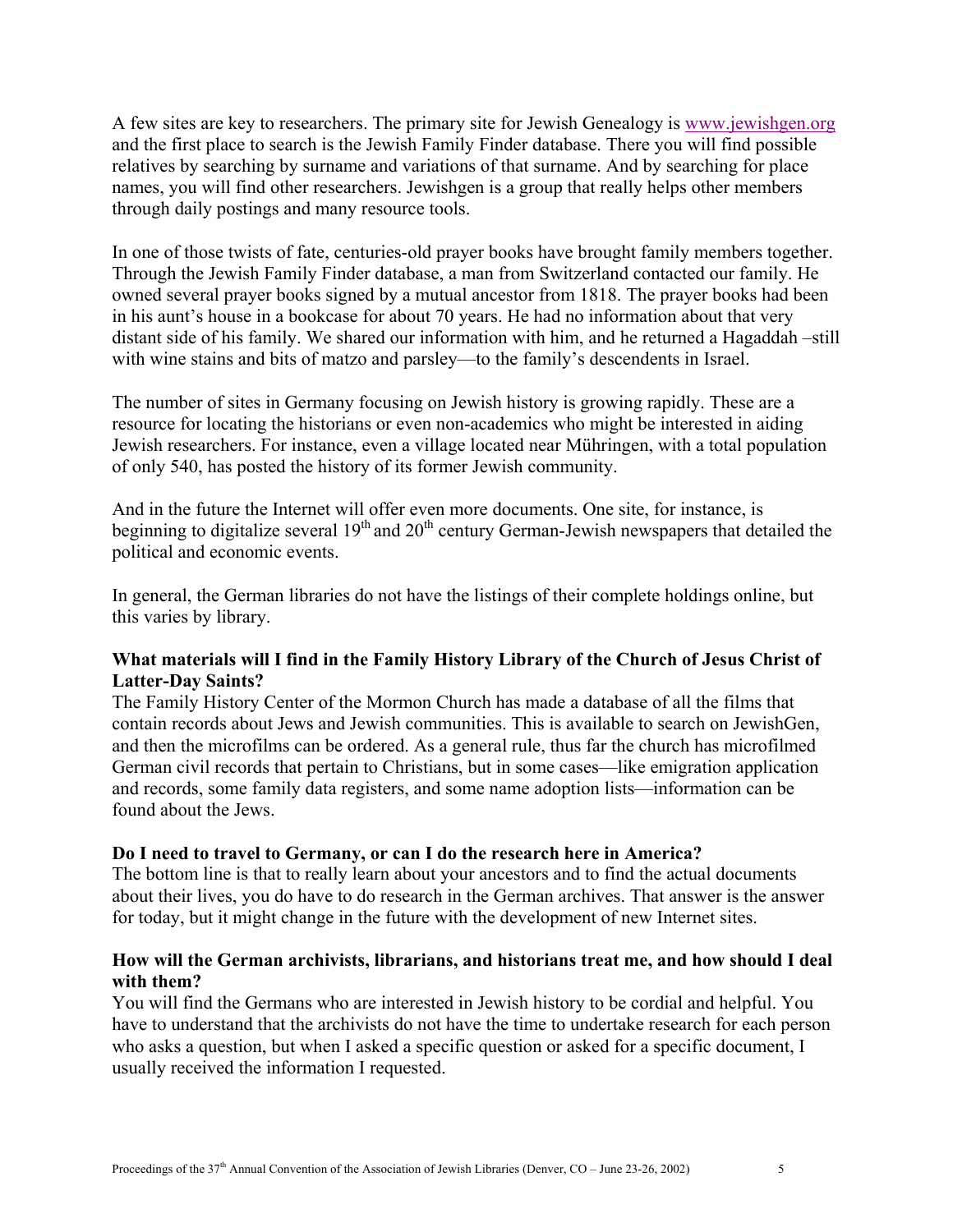A few sites are key to researchers. The primary site for Jewish Genealogy is [www.jewishgen.org](http://www.jewishgen.org) and the first place to search is the Jewish Family Finder database. There you will find possible relatives by searching by surname and variations of that surname. And by searching for place names, you will find other researchers. Jewishgen is a group that really helps other members through daily postings and many resource tools.

In one of those twists of fate, centuries-old prayer books have brought family members together. Through the Jewish Family Finder database, a man from Switzerland contacted our family. He owned several prayer books signed by a mutual ancestor from 1818. The prayer books had been in his aunt's house in a bookcase for about 70 years. He had no information about that very distant side of his family. We shared our information with him, and he returned a Hagaddah –still with wine stains and bits of matzo and parsley—to the family's descendents in Israel.

The number of sites in Germany focusing on Jewish history is growing rapidly. These are a resource for locating the historians or even non-academics who might be interested in aiding Jewish researchers. For instance, even a village located near Mühringen, with a total population of only 540, has posted the history of its former Jewish community.

And in the future the Internet will offer even more documents. One site, for instance, is beginning to digitalize several 19th and 20th century German-Jewish newspapers that detailed the political and economic events.

In general, the German libraries do not have the listings of their complete holdings online, but this varies by library.

**What materials will I find in the Family History Library of the Church of Jesus Christ of Latter-Day Saints?**

The Family History Center of the Mormon Church has made a database of all the films that contain records about Jews and Jewish communities. This is available to search on JewishGen, and then the microfilms can be ordered. As a general rule, thus far the church has microfilmed German civil records that pertain to Christians, but in some cases—like emigration application and records, some family data registers, and some name adoption lists—information can be found about the Jews.

**Do I need to travel to Germany, or can I do the research here in America?**

The bottom line is that to really learn about your ancestors and to find the actual documents about their lives, you do have to do research in the German archives. That answer is the answer for today, but it might change in the future with the development of new Internet sites.

**How will the German archivists, librarians, and historians treat me, and how should I deal with them?**

You will find the Germans who are interested in Jewish history to be cordial and helpful. You have to understand that the archivists do not have the time to undertake research for each person who asks a question, but when I asked a specific question or asked for a specific document, I usually received the information I requested.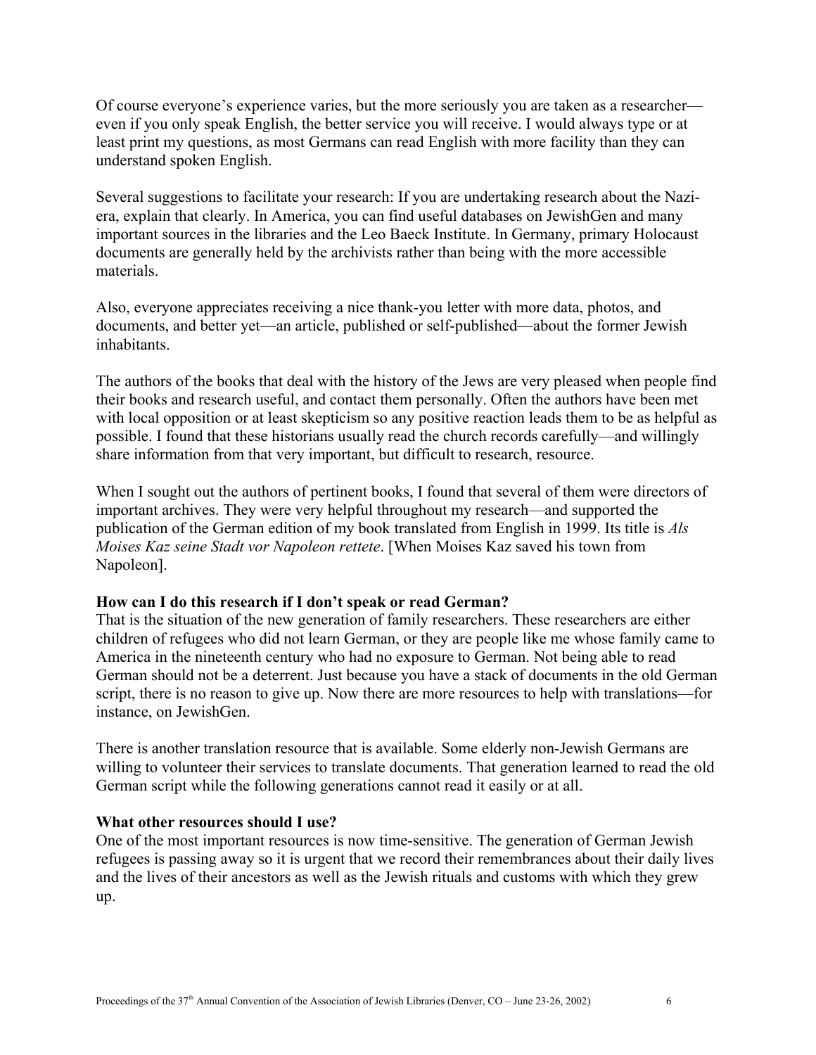Of course everyone's experience varies, but the more seriously you are taken as a researcher—even if you only speak English, the better service you will receive. I would always type or at least print my questions, as most Germans can read English with more facility than they can understand spoken English.

Several suggestions to facilitate your research: If you are undertaking research about the Nazi-era, explain that clearly. In America, you can find useful databases on JewishGen and many important sources in the libraries and the Leo Baeck Institute. In Germany, primary Holocaust documents are generally held by the archivists rather than being with the more accessible materials.

Also, everyone appreciates receiving a nice thank-you letter with more data, photos, and documents, and better yet—an article, published or self-published—about the former Jewish inhabitants.

The authors of the books that deal with the history of the Jews are very pleased when people find their books and research useful, and contact them personally. Often the authors have been met with local opposition or at least skepticism so any positive reaction leads them to be as helpful as possible. I found that these historians usually read the church records carefully—and willingly share information from that very important, but difficult to research, resource.

When I sought out the authors of pertinent books, I found that several of them were directors of important archives. They were very helpful throughout my research—and supported the publication of the German edition of my book translated from English in 1999. Its title is *Als Moises Kaz seine Stadt vor Napoleon rettete*. [When Moises Kaz saved his town from Napoleon].

**How can I do this research if I don't speak or read German?**

That is the situation of the new generation of family researchers. These researchers are either children of refugees who did not learn German, or they are people like me whose family came to America in the nineteenth century who had no exposure to German. Not being able to read German should not be a deterrent. Just because you have a stack of documents in the old German script, there is no reason to give up. Now there are more resources to help with translations—for instance, on JewishGen.

There is another translation resource that is available. Some elderly non-Jewish Germans are willing to volunteer their services to translate documents. That generation learned to read the old German script while the following generations cannot read it easily or at all.

**What other resources should I use?**

One of the most important resources is now time-sensitive. The generation of German Jewish refugees is passing away so it is urgent that we record their remembrances about their daily lives and the lives of their ancestors as well as the Jewish rituals and customs with which they grew up.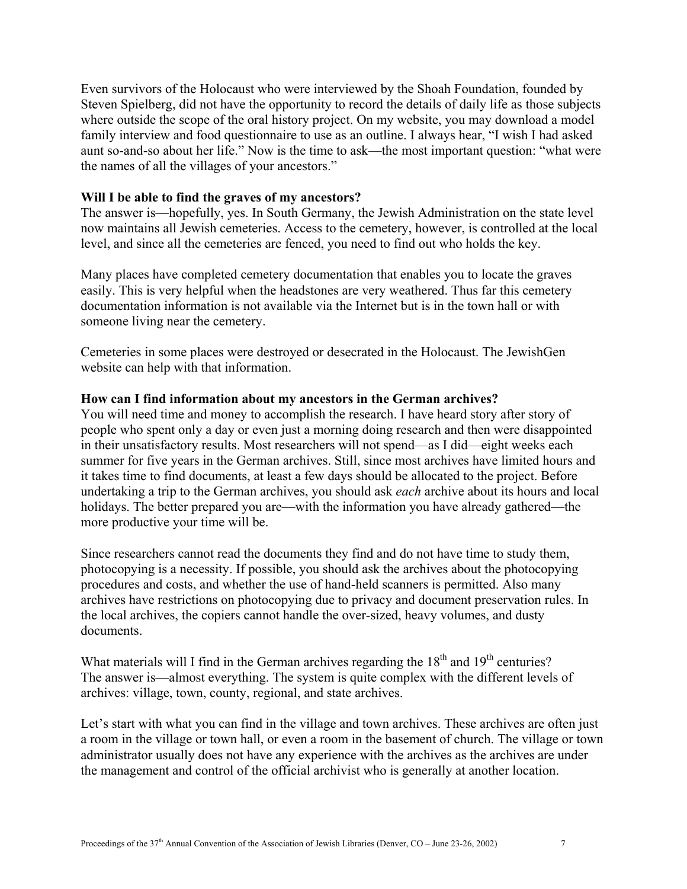Even survivors of the Holocaust who were interviewed by the Shoah Foundation, founded by Steven Spielberg, did not have the opportunity to record the details of daily life as those subjects where outside the scope of the oral history project. On my website, you may download a model family interview and food questionnaire to use as an outline. I always hear, "I wish I had asked aunt so-and-so about her life." Now is the time to ask—the most important question: "what were the names of all the villages of your ancestors."

**Will I be able to find the graves of my ancestors?**
The answer is—hopefully, yes. In South Germany, the Jewish Administration on the state level now maintains all Jewish cemeteries. Access to the cemetery, however, is controlled at the local level, and since all the cemeteries are fenced, you need to find out who holds the key.

Many places have completed cemetery documentation that enables you to locate the graves easily. This is very helpful when the headstones are very weathered. Thus far this cemetery documentation information is not available via the Internet but is in the town hall or with someone living near the cemetery.

Cemeteries in some places were destroyed or desecrated in the Holocaust. The JewishGen website can help with that information.

**How can I find information about my ancestors in the German archives?**
You will need time and money to accomplish the research. I have heard story after story of people who spent only a day or even just a morning doing research and then were disappointed in their unsatisfactory results. Most researchers will not spend—as I did—eight weeks each summer for five years in the German archives. Still, since most archives have limited hours and it takes time to find documents, at least a few days should be allocated to the project. Before undertaking a trip to the German archives, you should ask *each* archive about its hours and local holidays. The better prepared you are—with the information you have already gathered—the more productive your time will be.

Since researchers cannot read the documents they find and do not have time to study them, photocopying is a necessity. If possible, you should ask the archives about the photocopying procedures and costs, and whether the use of hand-held scanners is permitted. Also many archives have restrictions on photocopying due to privacy and document preservation rules. In the local archives, the copiers cannot handle the over-sized, heavy volumes, and dusty documents.

What materials will I find in the German archives regarding the 18th and 19th centuries? The answer is—almost everything. The system is quite complex with the different levels of archives: village, town, county, regional, and state archives.

Let's start with what you can find in the village and town archives. These archives are often just a room in the village or town hall, or even a room in the basement of church. The village or town administrator usually does not have any experience with the archives as the archives are under the management and control of the official archivist who is generally at another location.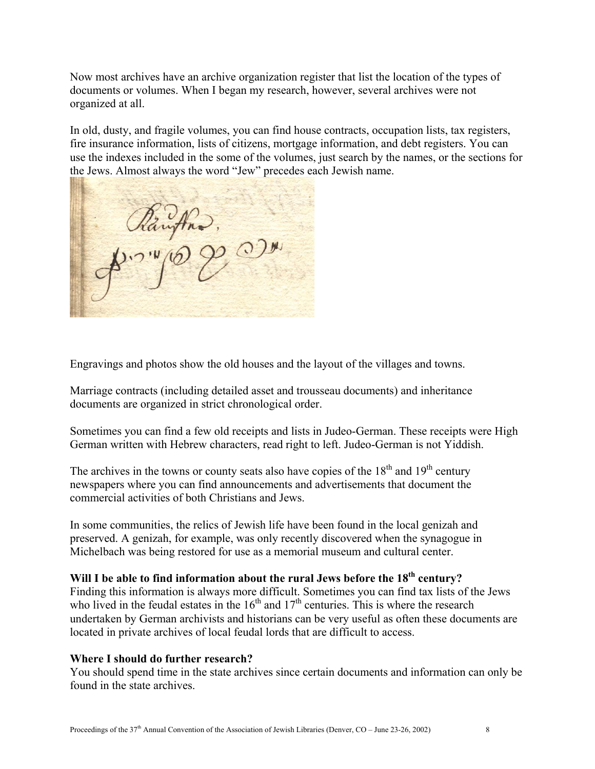Now most archives have an archive organization register that list the location of the types of documents or volumes. When I began my research, however, several archives were not organized at all.

In old, dusty, and fragile volumes, you can find house contracts, occupation lists, tax registers, fire insurance information, lists of citizens, mortgage information, and debt registers. You can use the indexes included in the some of the volumes, just search by the names, or the sections for the Jews. Almost always the word "Jew" precedes each Jewish name.

Engravings and photos show the old houses and the layout of the villages and towns.

Marriage contracts (including detailed asset and trousseau documents) and inheritance documents are organized in strict chronological order.

Sometimes you can find a few old receipts and lists in Judeo-German. These receipts were High German written with Hebrew characters, read right to left. Judeo-German is not Yiddish.

The archives in the towns or county seats also have copies of the 18th and 19th century newspapers where you can find announcements and advertisements that document the commercial activities of both Christians and Jews.

In some communities, the relics of Jewish life have been found in the local genizah and preserved. A genizah, for example, was only recently discovered when the synagogue in Michelbach was being restored for use as a memorial museum and cultural center.

**Will I be able to find information about the rural Jews before the 18th century?**

Finding this information is always more difficult. Sometimes you can find tax lists of the Jews who lived in the feudal estates in the 16th and 17th centuries. This is where the research undertaken by German archivists and historians can be very useful as often these documents are located in private archives of local feudal lords that are difficult to access.

**Where I should do further research?**

You should spend time in the state archives since certain documents and information can only be found in the state archives.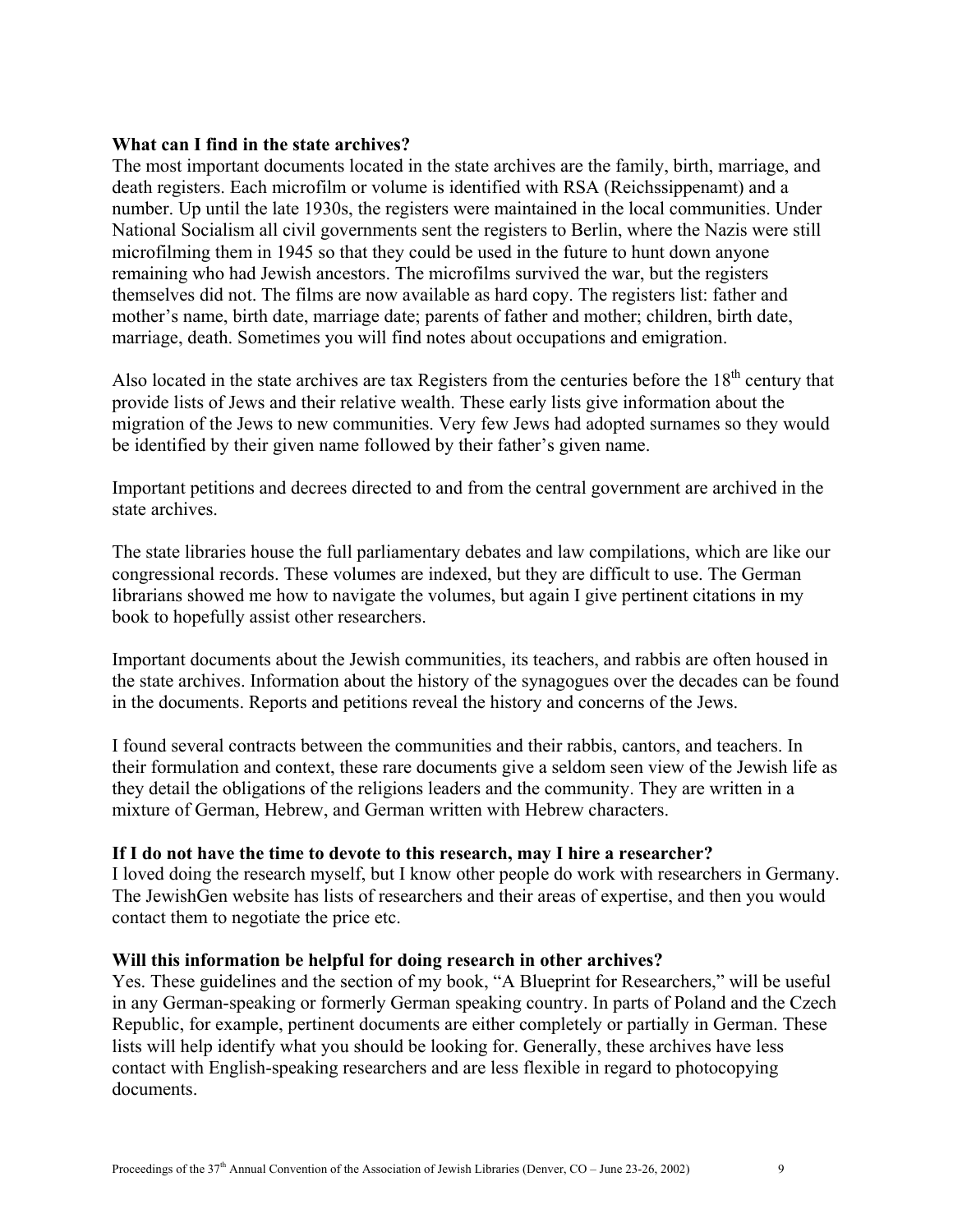**What can I find in the state archives?**
The most important documents located in the state archives are the family, birth, marriage, and death registers. Each microfilm or volume is identified with RSA (Reichssippenamt) and a number. Up until the late 1930s, the registers were maintained in the local communities. Under National Socialism all civil governments sent the registers to Berlin, where the Nazis were still microfilming them in 1945 so that they could be used in the future to hunt down anyone remaining who had Jewish ancestors. The microfilms survived the war, but the registers themselves did not. The films are now available as hard copy. The registers list: father and mother's name, birth date, marriage date; parents of father and mother; children, birth date, marriage, death. Sometimes you will find notes about occupations and emigration.

Also located in the state archives are tax Registers from the centuries before the 18th century that provide lists of Jews and their relative wealth. These early lists give information about the migration of the Jews to new communities. Very few Jews had adopted surnames so they would be identified by their given name followed by their father's given name.

Important petitions and decrees directed to and from the central government are archived in the state archives.

The state libraries house the full parliamentary debates and law compilations, which are like our congressional records. These volumes are indexed, but they are difficult to use. The German librarians showed me how to navigate the volumes, but again I give pertinent citations in my book to hopefully assist other researchers.

Important documents about the Jewish communities, its teachers, and rabbis are often housed in the state archives. Information about the history of the synagogues over the decades can be found in the documents. Reports and petitions reveal the history and concerns of the Jews.

I found several contracts between the communities and their rabbis, cantors, and teachers. In their formulation and context, these rare documents give a seldom seen view of the Jewish life as they detail the obligations of the religions leaders and the community. They are written in a mixture of German, Hebrew, and German written with Hebrew characters.

**If I do not have the time to devote to this research, may I hire a researcher?**
I loved doing the research myself, but I know other people do work with researchers in Germany. The JewishGen website has lists of researchers and their areas of expertise, and then you would contact them to negotiate the price etc.

**Will this information be helpful for doing research in other archives?**
Yes. These guidelines and the section of my book, "A Blueprint for Researchers," will be useful in any German-speaking or formerly German speaking country. In parts of Poland and the Czech Republic, for example, pertinent documents are either completely or partially in German. These lists will help identify what you should be looking for. Generally, these archives have less contact with English-speaking researchers and are less flexible in regard to photocopying documents.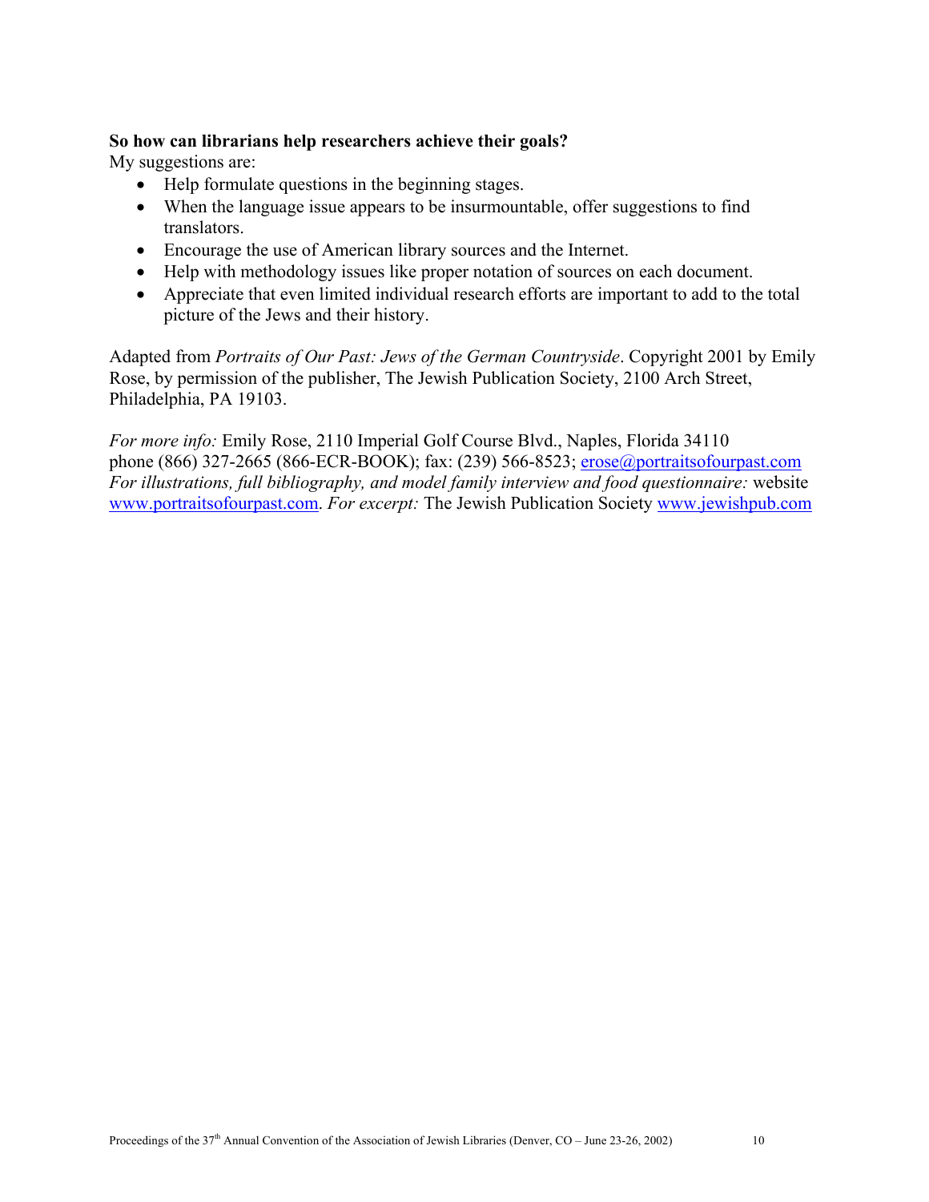**So how can librarians help researchers achieve their goals?**

My suggestions are:

- Help formulate questions in the beginning stages.
- When the language issue appears to be insurmountable, offer suggestions to find translators.
- Encourage the use of American library sources and the Internet.
- Help with methodology issues like proper notation of sources on each document.
- Appreciate that even limited individual research efforts are important to add to the total picture of the Jews and their history.

Adapted from *Portraits of Our Past: Jews of the German Countryside*. Copyright 2001 by Emily Rose, by permission of the publisher, The Jewish Publication Society, 2100 Arch Street, Philadelphia, PA 19103.

*For more info:* Emily Rose, 2110 Imperial Golf Course Blvd., Naples, Florida 34110 phone (866) 327-2665 (866-ECR-BOOK); fax: (239) 566-8523; erose@portraitsofourpast.com
*For illustrations, full bibliography, and model family interview and food questionnaire:* website www.portraitsofourpast.com. *For excerpt:* The Jewish Publication Society www.jewishpub.com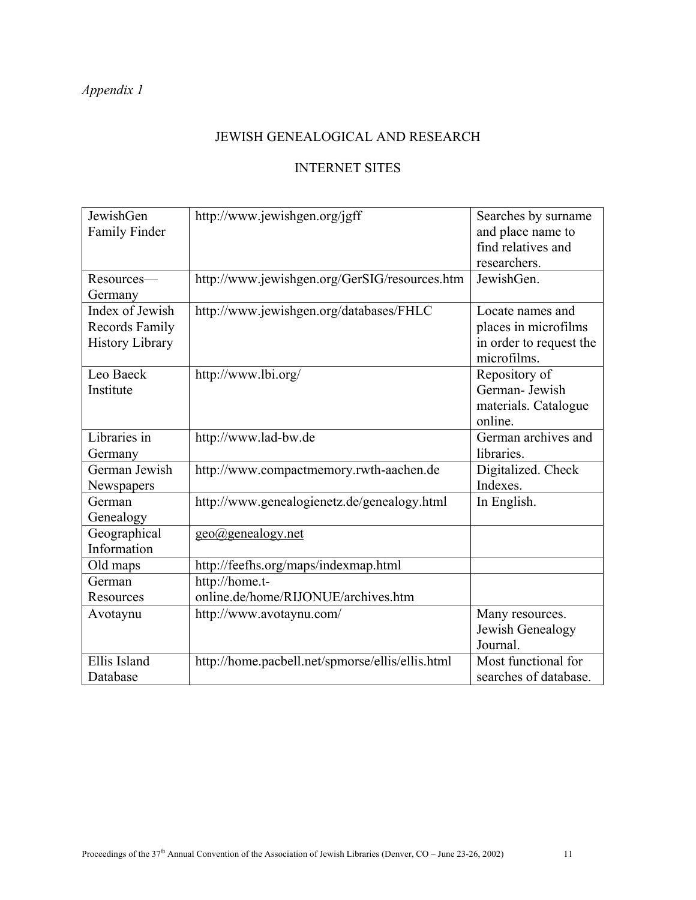*Appendix 1*

## JEWISH GENEALOGICAL AND RESEARCH

## INTERNET SITES

| | | |
|---|---|---|
| JewishGen Family Finder | http://www.jewishgen.org/jgff | Searches by surname and place name to find relatives and researchers. |
| Resources—Germany | http://www.jewishgen.org/GerSIG/resources.htm | JewishGen. |
| Index of Jewish Records Family History Library | http://www.jewishgen.org/databases/FHLC | Locate names and places in microfilms in order to request the microfilms. |
| Leo Baeck Institute | http://www.lbi.org/ | Repository of German- Jewish materials. Catalogue online. |
| Libraries in Germany | http://www.lad-bw.de | German archives and libraries. |
| German Jewish Newspapers | http://www.compactmemory.rwth-aachen.de | Digitalized. Check Indexes. |
| German Genealogy | http://www.genealogienetz.de/genealogy.html | In English. |
| Geographical Information | geo@genealogy.net | |
| Old maps | http://feefhs.org/maps/indexmap.html | |
| German Resources | http://home.t-online.de/home/RIJONUE/archives.htm | |
| Avotaynu | http://www.avotaynu.com/ | Many resources. Jewish Genealogy Journal. |
| Ellis Island Database | http://home.pacbell.net/spmorse/ellis/ellis.html | Most functional for searches of database. |